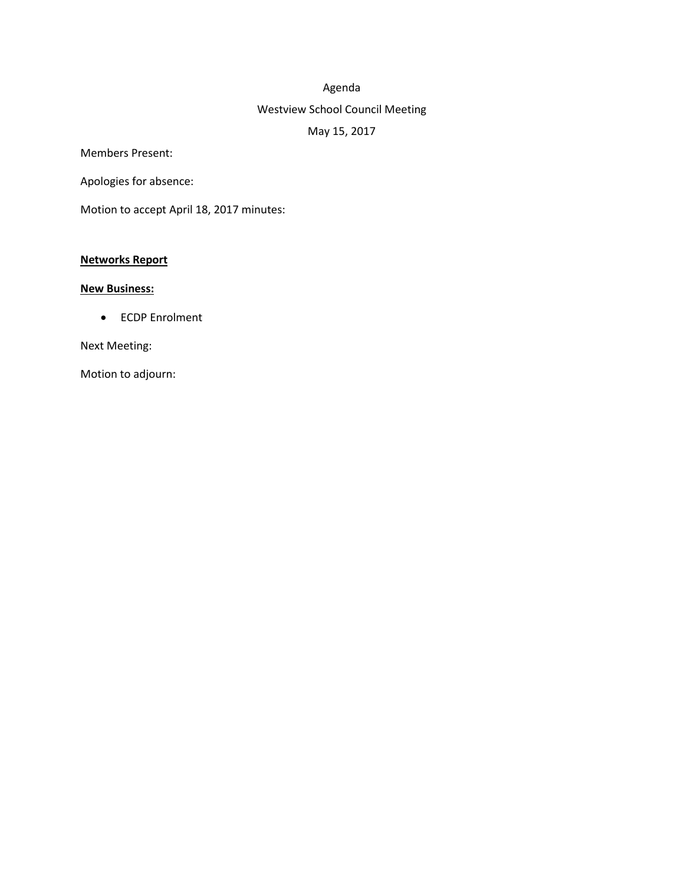# Agenda

## Westview School Council Meeting

### May 15, 2017

Members Present:

Apologies for absence:

Motion to accept April 18, 2017 minutes:

**Networks Report**

**New Business:**

- ECDP Enrolment

Next Meeting:

Motion to adjourn: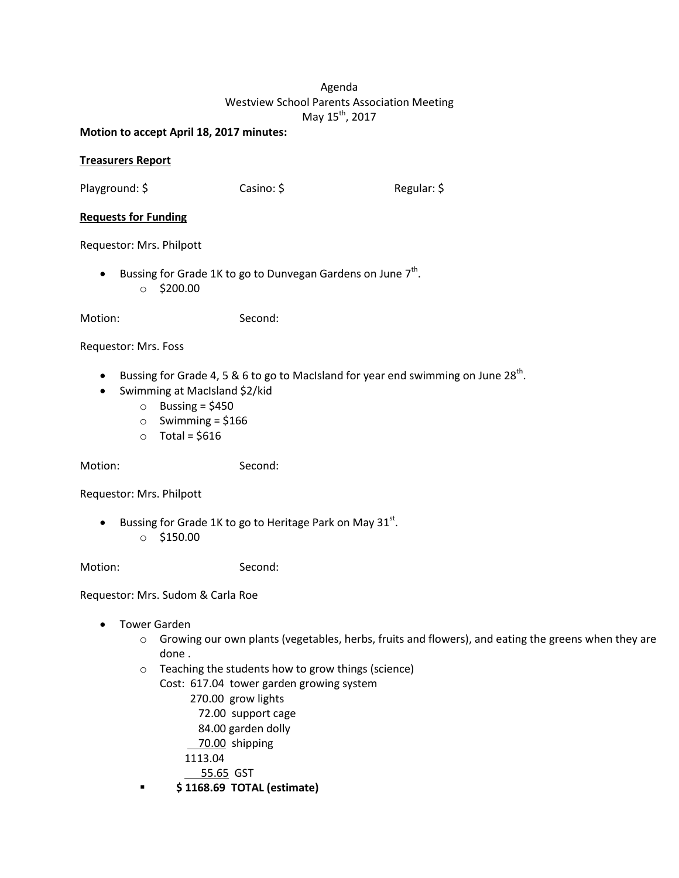Agenda
Westview School Parents Association Meeting
May 15th, 2017

**Motion to accept April 18, 2017 minutes:**

**Treasurers Report**

Playground: $ Casino: $ Regular: $

**Requests for Funding**

Requestor: Mrs. Philpott

- Bussing for Grade 1K to go to Dunvegan Gardens on June 7th.
  - $200.00

Motion: Second:

Requestor: Mrs. Foss

- Bussing for Grade 4, 5 & 6 to go to MacIsland for year end swimming on June 28th.
- Swimming at MacIsland $2/kid
  - Bussing = $450
  - Swimming = $166
  - Total = $616

Motion: Second:

Requestor: Mrs. Philpott

- Bussing for Grade 1K to go to Heritage Park on May 31st.
  - $150.00

Motion: Second:

Requestor: Mrs. Sudom & Carla Roe

- Tower Garden
  - Growing our own plants (vegetables, herbs, fruits and flowers), and eating the greens when they are done .
  - Teaching the students how to grow things (science)

    Cost: 617.04 tower garden growing system
    270.00 grow lights
    72.00 support cage
    84.00 garden dolly
    70.00 shipping
    1113.04
    55.65 GST
    - **$ 1168.69 TOTAL (estimate)**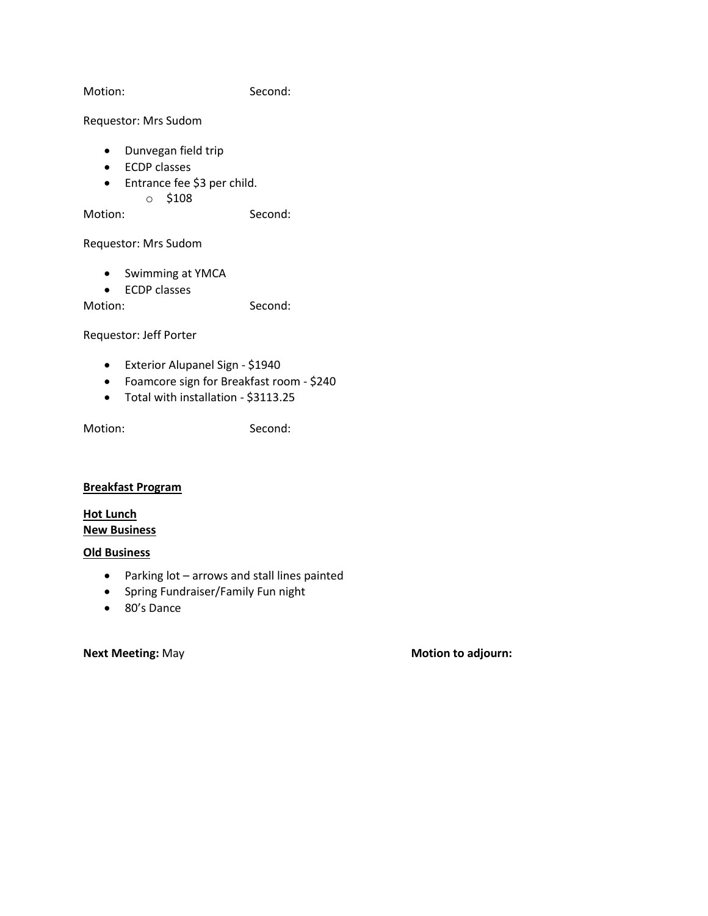Motion: Second:

Requestor: Mrs Sudom

- Dunvegan field trip
- ECDP classes
- Entrance fee $3 per child.
  - $108

Motion: Second:

Requestor: Mrs Sudom

- Swimming at YMCA
- ECDP classes

Motion: Second:

Requestor: Jeff Porter

- Exterior Alupanel Sign - $1940
- Foamcore sign for Breakfast room - $240
- Total with installation - $3113.25

Motion: Second:

**Breakfast Program**

**Hot Lunch**

**New Business**

**Old Business**

- Parking lot – arrows and stall lines painted
- Spring Fundraiser/Family Fun night
- 80's Dance

**Next Meeting:** May **Motion to adjourn:**